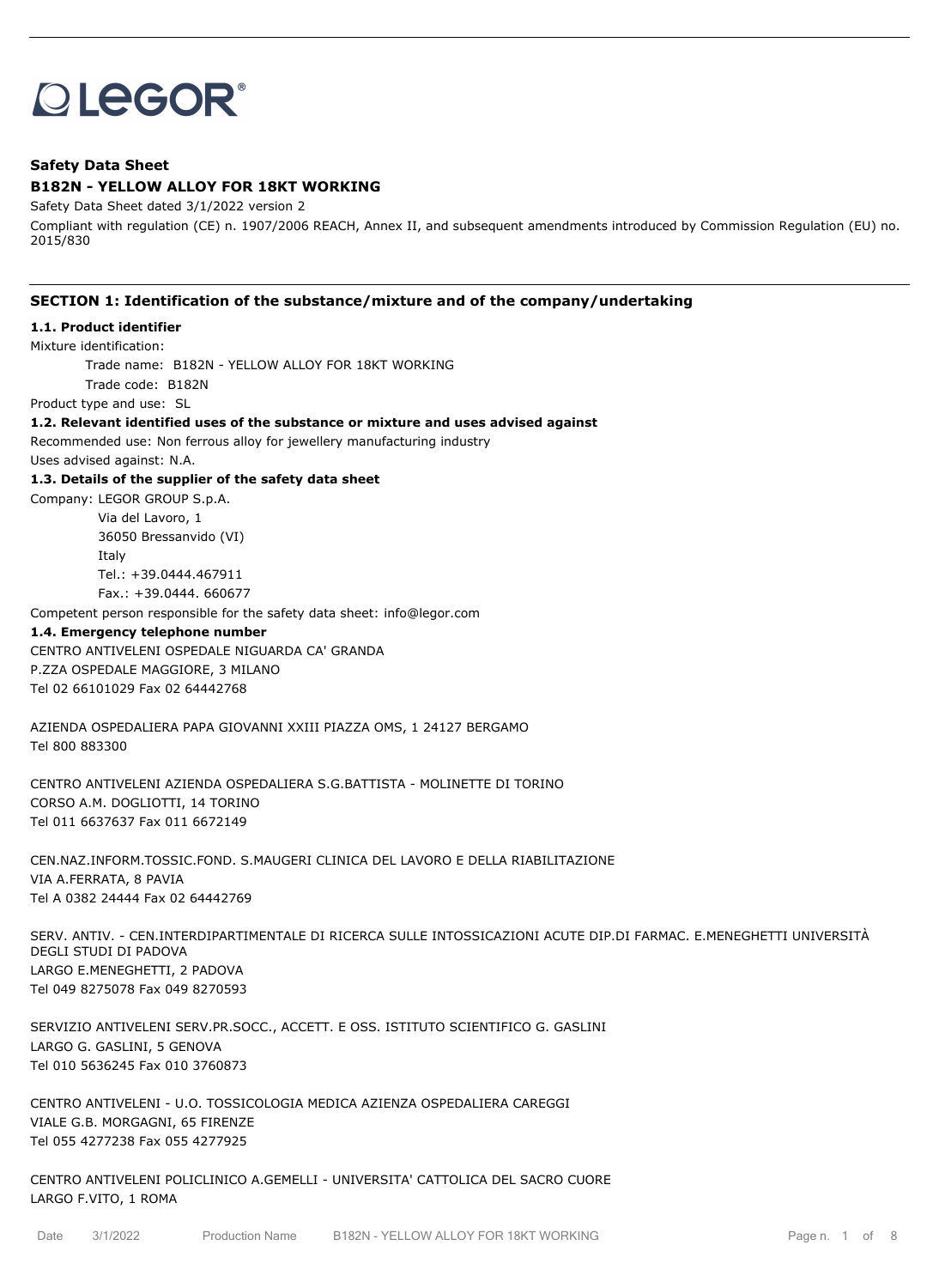LEGOR®

**Safety Data Sheet**

**B182N - YELLOW ALLOY FOR 18KT WORKING**

Safety Data Sheet dated 3/1/2022 version 2

Compliant with regulation (CE) n. 1907/2006 REACH, Annex II, and subsequent amendments introduced by Commission Regulation (EU) no. 2015/830

## SECTION 1: Identification of the substance/mixture and of the company/undertaking

**1.1. Product identifier**

Mixture identification:

Trade name: B182N - YELLOW ALLOY FOR 18KT WORKING

Trade code: B182N

Product type and use: SL

**1.2. Relevant identified uses of the substance or mixture and uses advised against**

Recommended use: Non ferrous alloy for jewellery manufacturing industry

Uses advised against: N.A.

**1.3. Details of the supplier of the safety data sheet**

Company: LEGOR GROUP S.p.A.
Via del Lavoro, 1
36050 Bressanvido (VI)
Italy
Tel.: +39.0444.467911
Fax.: +39.0444. 660677

Competent person responsible for the safety data sheet: info@legor.com

**1.4. Emergency telephone number**

CENTRO ANTIVELENI OSPEDALE NIGUARDA CA' GRANDA
P.ZZA OSPEDALE MAGGIORE, 3 MILANO
Tel 02 66101029 Fax 02 64442768

AZIENDA OSPEDALIERA PAPA GIOVANNI XXIII PIAZZA OMS, 1 24127 BERGAMO
Tel 800 883300

CENTRO ANTIVELENI AZIENDA OSPEDALIERA S.G.BATTISTA - MOLINETTE DI TORINO
CORSO A.M. DOGLIOTTI, 14 TORINO
Tel 011 6637637 Fax 011 6672149

CEN.NAZ.INFORM.TOSSIC.FOND. S.MAUGERI CLINICA DEL LAVORO E DELLA RIABILITAZIONE
VIA A.FERRATA, 8 PAVIA
Tel A 0382 24444 Fax 02 64442769

SERV. ANTIV. - CEN.INTERDIPARTIMENTALE DI RICERCA SULLE INTOSSICAZIONI ACUTE DIP.DI FARMAC. E.MENEGHETTI UNIVERSITÀ DEGLI STUDI DI PADOVA
LARGO E.MENEGHETTI, 2 PADOVA
Tel 049 8275078 Fax 049 8270593

SERVIZIO ANTIVELENI SERV.PR.SOCC., ACCETT. E OSS. ISTITUTO SCIENTIFICO G. GASLINI
LARGO G. GASLINI, 5 GENOVA
Tel 010 5636245 Fax 010 3760873

CENTRO ANTIVELENI - U.O. TOSSICOLOGIA MEDICA AZIENZA OSPEDALIERA CAREGGI
VIALE G.B. MORGAGNI, 65 FIRENZE
Tel 055 4277238 Fax 055 4277925

CENTRO ANTIVELENI POLICLINICO A.GEMELLI - UNIVERSITA' CATTOLICA DEL SACRO CUORE
LARGO F.VITO, 1 ROMA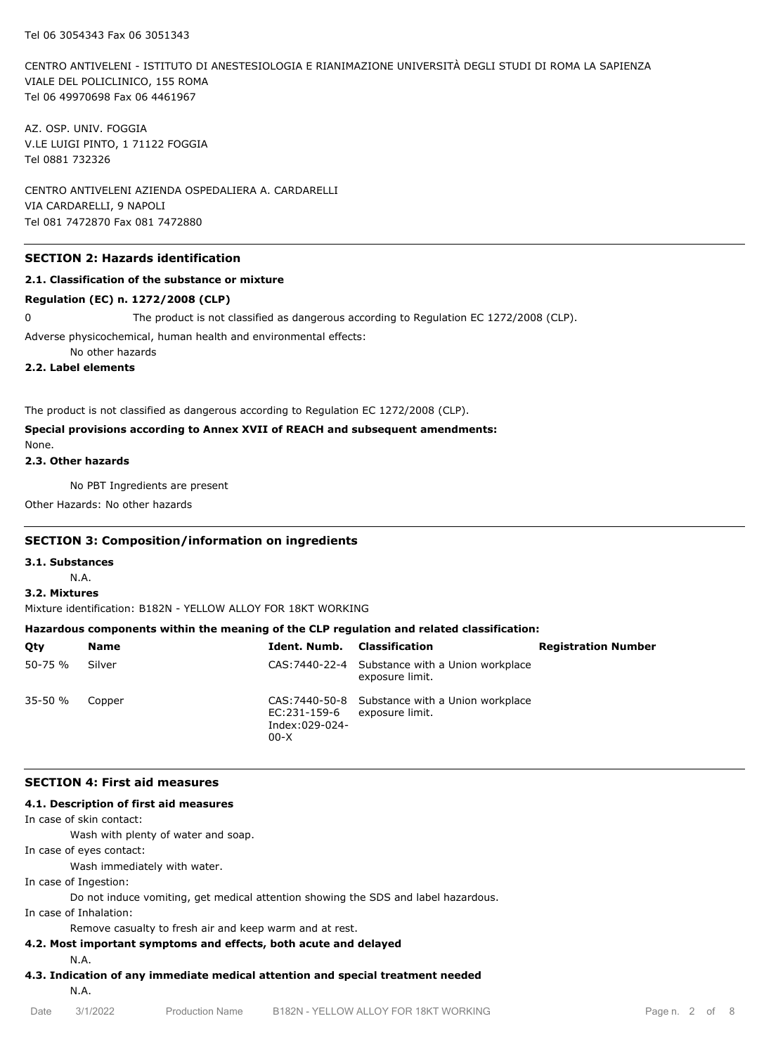Tel 06 3054343 Fax 06 3051343

CENTRO ANTIVELENI - ISTITUTO DI ANESTESIOLOGIA E RIANIMAZIONE UNIVERSITÀ DEGLI STUDI DI ROMA LA SAPIENZA
VIALE DEL POLICLINICO, 155 ROMA
Tel 06 49970698 Fax 06 4461967

AZ. OSP. UNIV. FOGGIA
V.LE LUIGI PINTO, 1 71122 FOGGIA
Tel 0881 732326

CENTRO ANTIVELENI AZIENDA OSPEDALIERA A. CARDARELLI
VIA CARDARELLI, 9 NAPOLI
Tel 081 7472870 Fax 081 7472880

## SECTION 2: Hazards identification

### 2.1. Classification of the substance or mixture

**Regulation (EC) n. 1272/2008 (CLP)**

0 The product is not classified as dangerous according to Regulation EC 1272/2008 (CLP).

Adverse physicochemical, human health and environmental effects:

No other hazards

### 2.2. Label elements

The product is not classified as dangerous according to Regulation EC 1272/2008 (CLP).

**Special provisions according to Annex XVII of REACH and subsequent amendments:**

None.

### 2.3. Other hazards

No PBT Ingredients are present

Other Hazards: No other hazards

## SECTION 3: Composition/information on ingredients

### 3.1. Substances

N.A.

### 3.2. Mixtures

Mixture identification: B182N - YELLOW ALLOY FOR 18KT WORKING

**Hazardous components within the meaning of the CLP regulation and related classification:**

| Qty | Name | Ident. Numb. | Classification | Registration Number |
|---|---|---|---|---|
| 50-75 % | Silver | CAS:7440-22-4 | Substance with a Union workplace exposure limit. | |
| 35-50 % | Copper | CAS:7440-50-8 EC:231-159-6 Index:029-024-00-X | Substance with a Union workplace exposure limit. | |

## SECTION 4: First aid measures

### 4.1. Description of first aid measures

In case of skin contact:

Wash with plenty of water and soap.

In case of eyes contact:

Wash immediately with water.

In case of Ingestion:

Do not induce vomiting, get medical attention showing the SDS and label hazardous.

In case of Inhalation:

Remove casualty to fresh air and keep warm and at rest.

### 4.2. Most important symptoms and effects, both acute and delayed

N.A.

### 4.3. Indication of any immediate medical attention and special treatment needed

N.A.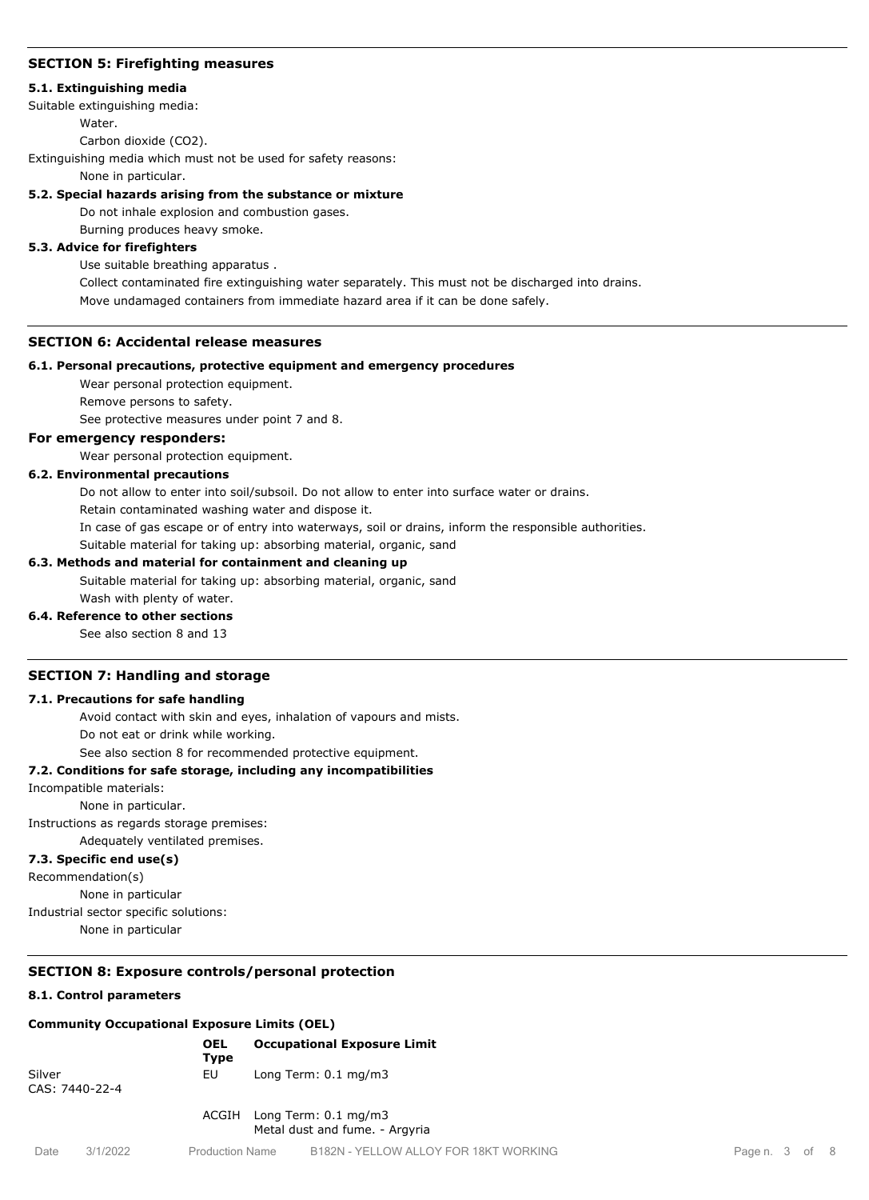## SECTION 5: Firefighting measures

### 5.1. Extinguishing media

Suitable extinguishing media:

Water.

Carbon dioxide ($CO_2$).

Extinguishing media which must not be used for safety reasons:

None in particular.

### 5.2. Special hazards arising from the substance or mixture

Do not inhale explosion and combustion gases.

Burning produces heavy smoke.

### 5.3. Advice for firefighters

Use suitable breathing apparatus .

Collect contaminated fire extinguishing water separately. This must not be discharged into drains.

Move undamaged containers from immediate hazard area if it can be done safely.

## SECTION 6: Accidental release measures

### 6.1. Personal precautions, protective equipment and emergency procedures

Wear personal protection equipment.

Remove persons to safety.

See protective measures under point 7 and 8.

### For emergency responders:

Wear personal protection equipment.

### 6.2. Environmental precautions

Do not allow to enter into soil/subsoil. Do not allow to enter into surface water or drains.

Retain contaminated washing water and dispose it.

In case of gas escape or of entry into waterways, soil or drains, inform the responsible authorities.

Suitable material for taking up: absorbing material, organic, sand

### 6.3. Methods and material for containment and cleaning up

Suitable material for taking up: absorbing material, organic, sand

Wash with plenty of water.

### 6.4. Reference to other sections

See also section 8 and 13

## SECTION 7: Handling and storage

### 7.1. Precautions for safe handling

Avoid contact with skin and eyes, inhalation of vapours and mists.

Do not eat or drink while working.

See also section 8 for recommended protective equipment.

### 7.2. Conditions for safe storage, including any incompatibilities

Incompatible materials:

None in particular.

Instructions as regards storage premises:

Adequately ventilated premises.

### 7.3. Specific end use(s)

Recommendation(s)

None in particular

Industrial sector specific solutions:

None in particular

## SECTION 8: Exposure controls/personal protection

### 8.1. Control parameters

**Community Occupational Exposure Limits (OEL)**

| | OEL Type | Occupational Exposure Limit |
|---|---|---|
| Silver<br>CAS: 7440-22-4 | EU | Long Term: 0.1 mg/m3 |
| | ACGIH | Long Term: 0.1 mg/m3<br>Metal dust and fume. - Argyria |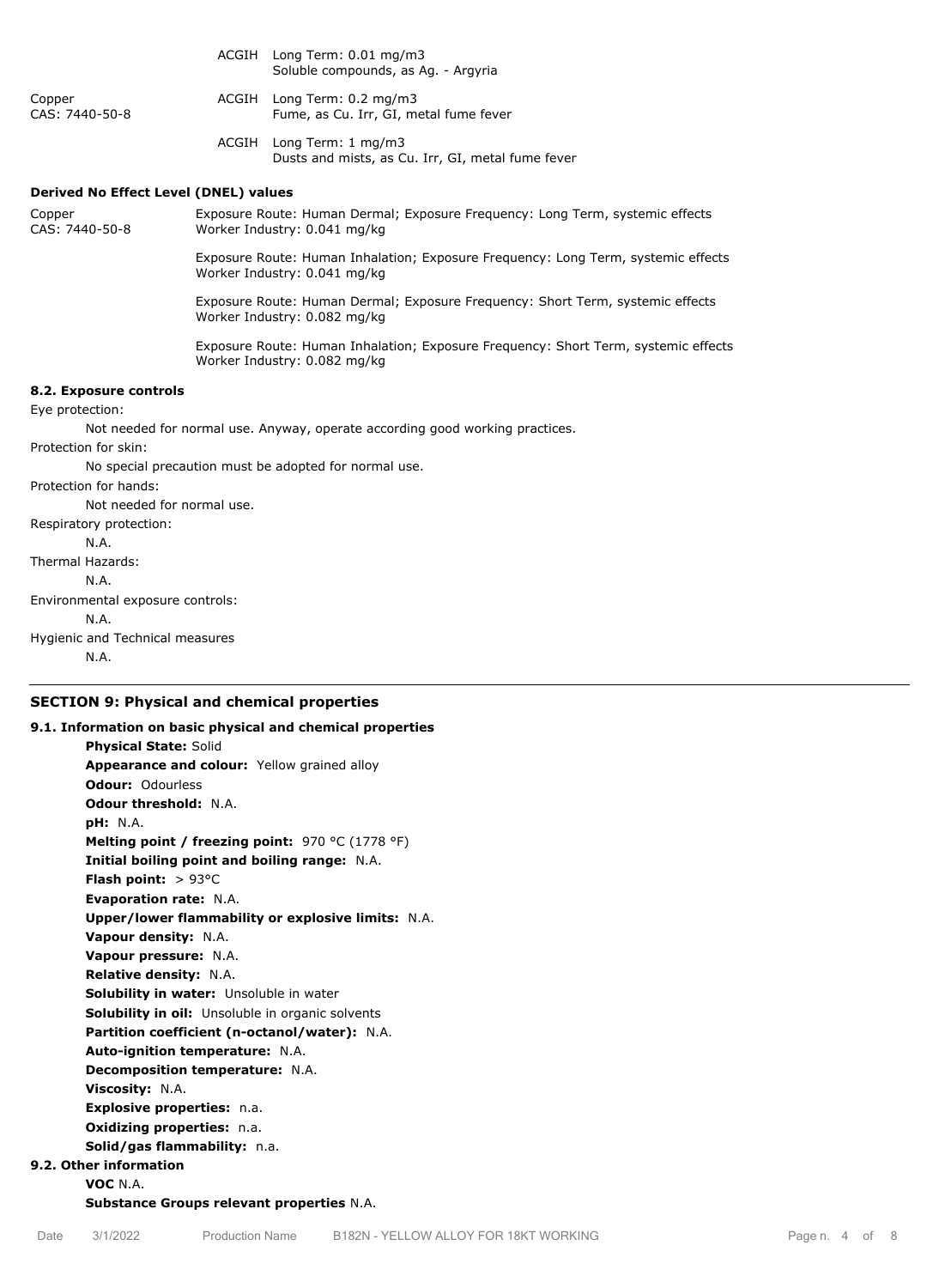| | | |
|---|---|---|
| | ACGIH | Long Term: 0.01 mg/m3<br>Soluble compounds, as Ag. - Argyria |
| Copper<br>CAS: 7440-50-8 | ACGIH | Long Term: 0.2 mg/m3<br>Fume, as Cu. Irr, GI, metal fume fever |
| | ACGIH | Long Term: 1 mg/m3<br>Dusts and mists, as Cu. Irr, GI, metal fume fever |

**Derived No Effect Level (DNEL) values**

| | |
|---|---|
| Copper<br>CAS: 7440-50-8 | Exposure Route: Human Dermal; Exposure Frequency: Long Term, systemic effects<br>Worker Industry: 0.041 mg/kg |
| | Exposure Route: Human Inhalation; Exposure Frequency: Long Term, systemic effects<br>Worker Industry: 0.041 mg/kg |
| | Exposure Route: Human Dermal; Exposure Frequency: Short Term, systemic effects<br>Worker Industry: 0.082 mg/kg |
| | Exposure Route: Human Inhalation; Exposure Frequency: Short Term, systemic effects<br>Worker Industry: 0.082 mg/kg |

**8.2. Exposure controls**

Eye protection:

Not needed for normal use. Anyway, operate according good working practices.

Protection for skin:

No special precaution must be adopted for normal use.

Protection for hands:

Not needed for normal use.

Respiratory protection:

N.A.

Thermal Hazards:

N.A.

Environmental exposure controls:

N.A.

Hygienic and Technical measures

N.A.

## SECTION 9: Physical and chemical properties

**9.1. Information on basic physical and chemical properties**

**Physical State:** Solid
**Appearance and colour:** Yellow grained alloy
**Odour:** Odourless
**Odour threshold:** N.A.
**pH:** N.A.
**Melting point / freezing point:** 970 °C (1778 °F)
**Initial boiling point and boiling range:** N.A.
**Flash point:** > 93°C
**Evaporation rate:** N.A.
**Upper/lower flammability or explosive limits:** N.A.
**Vapour density:** N.A.
**Vapour pressure:** N.A.
**Relative density:** N.A.
**Solubility in water:** Unsoluble in water
**Solubility in oil:** Unsoluble in organic solvents
**Partition coefficient (n-octanol/water):** N.A.
**Auto-ignition temperature:** N.A.
**Decomposition temperature:** N.A.
**Viscosity:** N.A.
**Explosive properties:** n.a.
**Oxidizing properties:** n.a.
**Solid/gas flammability:** n.a.

**9.2. Other information**

**VOC** N.A.
**Substance Groups relevant properties** N.A.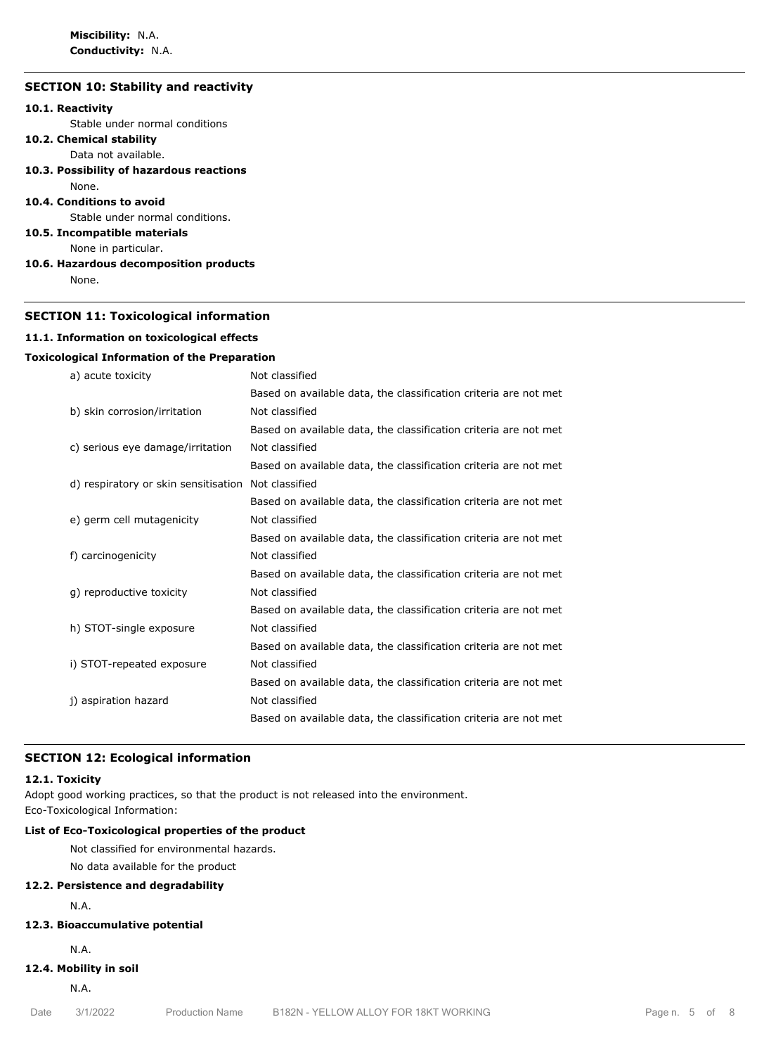**Miscibility:** N.A.
**Conductivity:** N.A.

## SECTION 10: Stability and reactivity

### 10.1. Reactivity

Stable under normal conditions

### 10.2. Chemical stability

Data not available.

### 10.3. Possibility of hazardous reactions

None.

### 10.4. Conditions to avoid

Stable under normal conditions.

### 10.5. Incompatible materials

None in particular.

### 10.6. Hazardous decomposition products

None.

## SECTION 11: Toxicological information

### 11.1. Information on toxicological effects

**Toxicological Information of the Preparation**

| | |
|---|---|
| a) acute toxicity | Not classified |
| | Based on available data, the classification criteria are not met |
| b) skin corrosion/irritation | Not classified |
| | Based on available data, the classification criteria are not met |
| c) serious eye damage/irritation | Not classified |
| | Based on available data, the classification criteria are not met |
| d) respiratory or skin sensitisation | Not classified |
| | Based on available data, the classification criteria are not met |
| e) germ cell mutagenicity | Not classified |
| | Based on available data, the classification criteria are not met |
| f) carcinogenicity | Not classified |
| | Based on available data, the classification criteria are not met |
| g) reproductive toxicity | Not classified |
| | Based on available data, the classification criteria are not met |
| h) STOT-single exposure | Not classified |
| | Based on available data, the classification criteria are not met |
| i) STOT-repeated exposure | Not classified |
| | Based on available data, the classification criteria are not met |
| j) aspiration hazard | Not classified |
| | Based on available data, the classification criteria are not met |

## SECTION 12: Ecological information

### 12.1. Toxicity

Adopt good working practices, so that the product is not released into the environment.
Eco-Toxicological Information:

**List of Eco-Toxicological properties of the product**

Not classified for environmental hazards.
No data available for the product

### 12.2. Persistence and degradability

N.A.

### 12.3. Bioaccumulative potential

N.A.

### 12.4. Mobility in soil

N.A.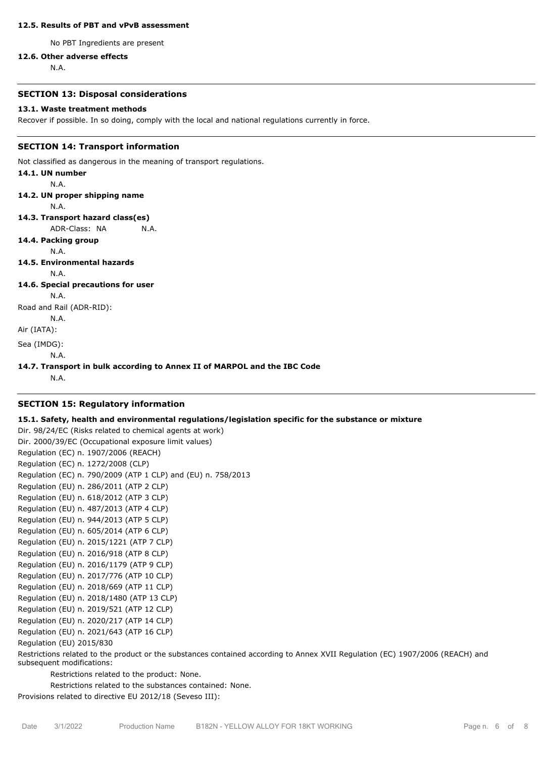#### 12.5. Results of PBT and vPvB assessment

No PBT Ingredients are present

#### 12.6. Other adverse effects

N.A.

## SECTION 13: Disposal considerations

#### 13.1. Waste treatment methods

Recover if possible. In so doing, comply with the local and national regulations currently in force.

## SECTION 14: Transport information

Not classified as dangerous in the meaning of transport regulations.

#### 14.1. UN number

N.A.

#### 14.2. UN proper shipping name

N.A.

#### 14.3. Transport hazard class(es)

ADR-Class: NA N.A.

#### 14.4. Packing group

N.A.

#### 14.5. Environmental hazards

N.A.

#### 14.6. Special precautions for user

N.A.

Road and Rail (ADR-RID):

N.A.

Air (IATA):

Sea (IMDG):

N.A.

#### 14.7. Transport in bulk according to Annex II of MARPOL and the IBC Code

N.A.

## SECTION 15: Regulatory information

#### 15.1. Safety, health and environmental regulations/legislation specific for the substance or mixture

Dir. 98/24/EC (Risks related to chemical agents at work)
Dir. 2000/39/EC (Occupational exposure limit values)
Regulation (EC) n. 1907/2006 (REACH)
Regulation (EC) n. 1272/2008 (CLP)
Regulation (EC) n. 790/2009 (ATP 1 CLP) and (EU) n. 758/2013
Regulation (EU) n. 286/2011 (ATP 2 CLP)
Regulation (EU) n. 618/2012 (ATP 3 CLP)
Regulation (EU) n. 487/2013 (ATP 4 CLP)
Regulation (EU) n. 944/2013 (ATP 5 CLP)
Regulation (EU) n. 605/2014 (ATP 6 CLP)
Regulation (EU) n. 2015/1221 (ATP 7 CLP)
Regulation (EU) n. 2016/918 (ATP 8 CLP)
Regulation (EU) n. 2016/1179 (ATP 9 CLP)
Regulation (EU) n. 2017/776 (ATP 10 CLP)
Regulation (EU) n. 2018/669 (ATP 11 CLP)
Regulation (EU) n. 2018/1480 (ATP 13 CLP)
Regulation (EU) n. 2019/521 (ATP 12 CLP)
Regulation (EU) n. 2020/217 (ATP 14 CLP)
Regulation (EU) n. 2021/643 (ATP 16 CLP)
Regulation (EU) 2015/830

Restrictions related to the product or the substances contained according to Annex XVII Regulation (EC) 1907/2006 (REACH) and subsequent modifications:

Restrictions related to the product: None.

Restrictions related to the substances contained: None.

Provisions related to directive EU 2012/18 (Seveso III):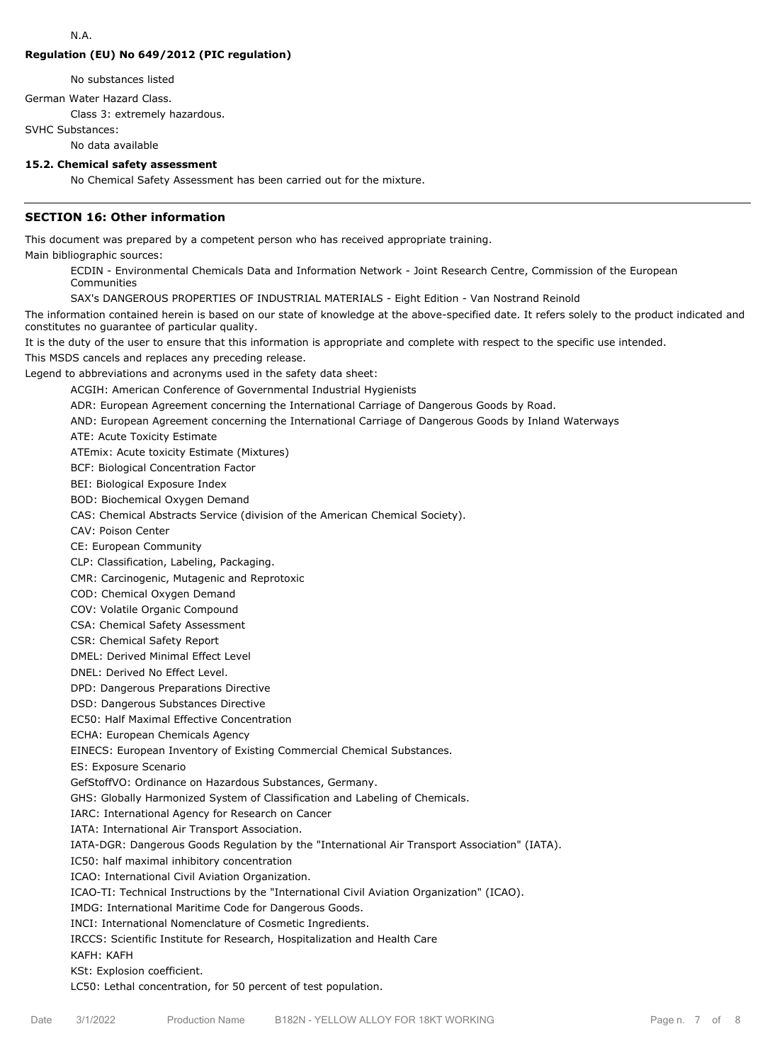N.A.

**Regulation (EU) No 649/2012 (PIC regulation)**

No substances listed

German Water Hazard Class.

Class 3: extremely hazardous.

SVHC Substances:

No data available

### 15.2. Chemical safety assessment

No Chemical Safety Assessment has been carried out for the mixture.

## SECTION 16: Other information

This document was prepared by a competent person who has received appropriate training.

Main bibliographic sources:

ECDIN - Environmental Chemicals Data and Information Network - Joint Research Centre, Commission of the European Communities

SAX's DANGEROUS PROPERTIES OF INDUSTRIAL MATERIALS - Eight Edition - Van Nostrand Reinold

The information contained herein is based on our state of knowledge at the above-specified date. It refers solely to the product indicated and constitutes no guarantee of particular quality.

It is the duty of the user to ensure that this information is appropriate and complete with respect to the specific use intended.

This MSDS cancels and replaces any preceding release.

Legend to abbreviations and acronyms used in the safety data sheet:

ACGIH: American Conference of Governmental Industrial Hygienists

ADR: European Agreement concerning the International Carriage of Dangerous Goods by Road.

AND: European Agreement concerning the International Carriage of Dangerous Goods by Inland Waterways

ATE: Acute Toxicity Estimate

ATEmix: Acute toxicity Estimate (Mixtures)

BCF: Biological Concentration Factor

BEI: Biological Exposure Index

BOD: Biochemical Oxygen Demand

CAS: Chemical Abstracts Service (division of the American Chemical Society).

CAV: Poison Center

CE: European Community

CLP: Classification, Labeling, Packaging.

CMR: Carcinogenic, Mutagenic and Reprotoxic

COD: Chemical Oxygen Demand

COV: Volatile Organic Compound

CSA: Chemical Safety Assessment

CSR: Chemical Safety Report

DMEL: Derived Minimal Effect Level

DNEL: Derived No Effect Level.

DPD: Dangerous Preparations Directive

DSD: Dangerous Substances Directive

EC50: Half Maximal Effective Concentration

ECHA: European Chemicals Agency

EINECS: European Inventory of Existing Commercial Chemical Substances.

ES: Exposure Scenario

GefStoffVO: Ordinance on Hazardous Substances, Germany.

GHS: Globally Harmonized System of Classification and Labeling of Chemicals.

IARC: International Agency for Research on Cancer

IATA: International Air Transport Association.

IATA-DGR: Dangerous Goods Regulation by the "International Air Transport Association" (IATA).

IC50: half maximal inhibitory concentration

ICAO: International Civil Aviation Organization.

ICAO-TI: Technical Instructions by the "International Civil Aviation Organization" (ICAO).

IMDG: International Maritime Code for Dangerous Goods.

INCI: International Nomenclature of Cosmetic Ingredients.

IRCCS: Scientific Institute for Research, Hospitalization and Health Care

KAFH: KAFH

KSt: Explosion coefficient.

LC50: Lethal concentration, for 50 percent of test population.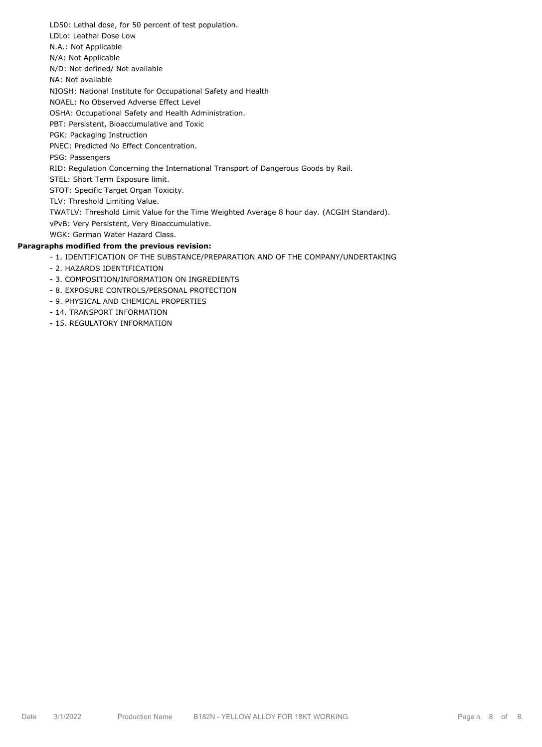LD50: Lethal dose, for 50 percent of test population.

LDLo: Leathal Dose Low

N.A.: Not Applicable

N/A: Not Applicable

N/D: Not defined/ Not available

NA: Not available

NIOSH: National Institute for Occupational Safety and Health

NOAEL: No Observed Adverse Effect Level

OSHA: Occupational Safety and Health Administration.

PBT: Persistent, Bioaccumulative and Toxic

PGK: Packaging Instruction

PNEC: Predicted No Effect Concentration.

PSG: Passengers

RID: Regulation Concerning the International Transport of Dangerous Goods by Rail.

STEL: Short Term Exposure limit.

STOT: Specific Target Organ Toxicity.

TLV: Threshold Limiting Value.

TWATLV: Threshold Limit Value for the Time Weighted Average 8 hour day. (ACGIH Standard).

vPvB: Very Persistent, Very Bioaccumulative.

WGK: German Water Hazard Class.

**Paragraphs modified from the previous revision:**

- 1. IDENTIFICATION OF THE SUBSTANCE/PREPARATION AND OF THE COMPANY/UNDERTAKING
- 2. HAZARDS IDENTIFICATION
- 3. COMPOSITION/INFORMATION ON INGREDIENTS
- 8. EXPOSURE CONTROLS/PERSONAL PROTECTION
- 9. PHYSICAL AND CHEMICAL PROPERTIES
- 14. TRANSPORT INFORMATION
- 15. REGULATORY INFORMATION